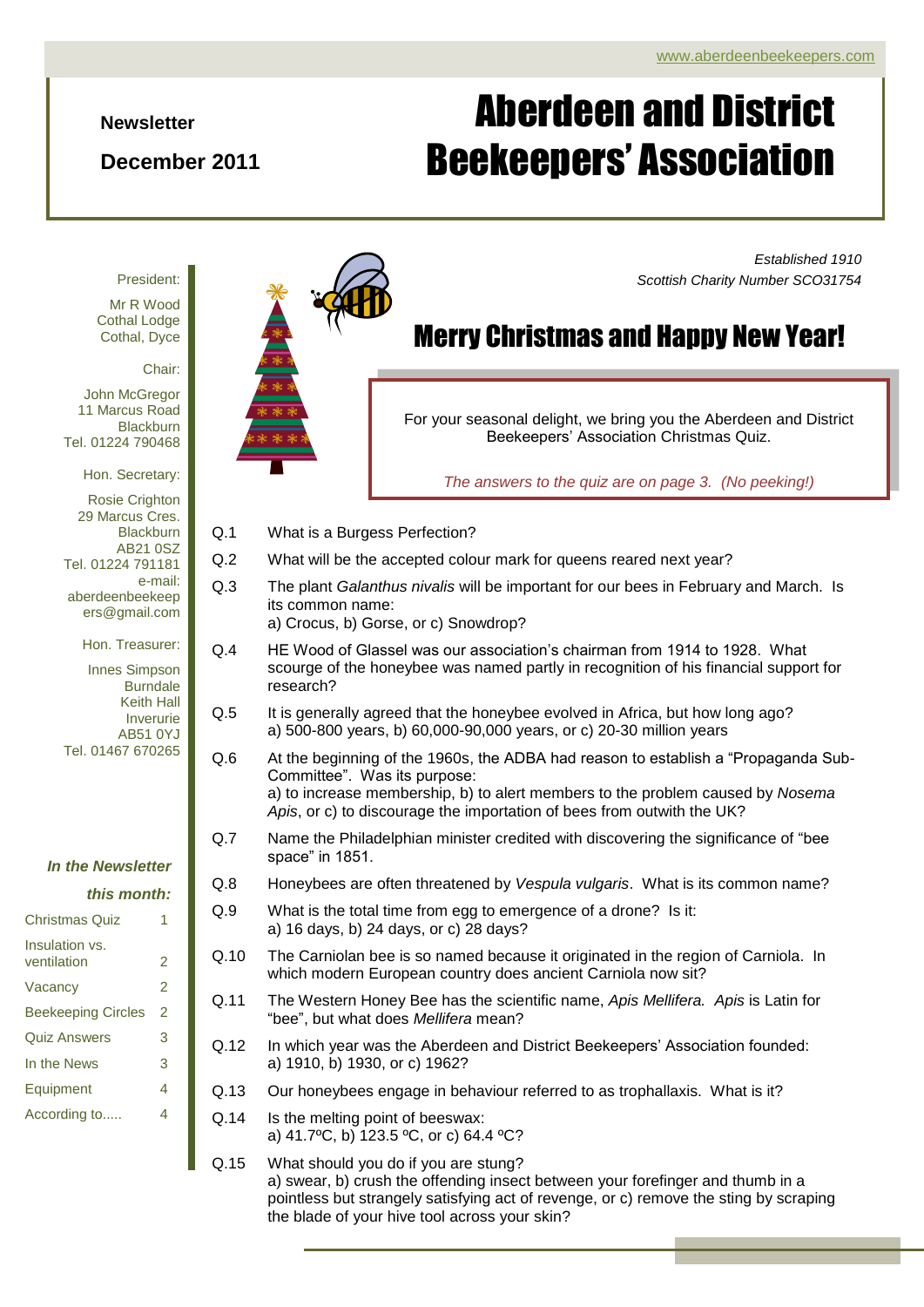www.aberdeenbeekeepers.com

**Newsletter**

**December 2011**

# Aberdeen and District Beekeepers' Association

*Established 1910*
*Scottish Charity Number SCO31754*

President:

Mr R Wood
Cothal Lodge
Cothal, Dyce

Chair:

John McGregor
11 Marcus Road
Blackburn
Tel. 01224 790468

Hon. Secretary:

Rosie Crighton
29 Marcus Cres.
Blackburn
AB21 0SZ
Tel. 01224 791181
e-mail: aberdeenbeekeepers@gmail.com

Hon. Treasurer:

Innes Simpson
Burndale
Keith Hall
Inverurie
AB51 0YJ
Tel. 01467 670265

***In the Newsletter this month:***

| | |
|---|---|
| Christmas Quiz | 1 |
| Insulation vs. ventilation | 2 |
| Vacancy | 2 |
| Beekeeping Circles | 2 |
| Quiz Answers | 3 |
| In the News | 3 |
| Equipment | 4 |
| According to..... | 4 |

## Merry Christmas and Happy New Year!

For your seasonal delight, we bring you the Aberdeen and District Beekeepers' Association Christmas Quiz.

*The answers to the quiz are on page 3. (No peeking!)*

Q.1 What is a Burgess Perfection?

Q.2 What will be the accepted colour mark for queens reared next year?

Q.3 The plant *Galanthus nivalis* will be important for our bees in February and March. Is its common name:
a) Crocus, b) Gorse, or c) Snowdrop?

Q.4 HE Wood of Glassel was our association's chairman from 1914 to 1928. What scourge of the honeybee was named partly in recognition of his financial support for research?

Q.5 It is generally agreed that the honeybee evolved in Africa, but how long ago?
a) 500-800 years, b) 60,000-90,000 years, or c) 20-30 million years

Q.6 At the beginning of the 1960s, the ADBA had reason to establish a "Propaganda Sub-Committee". Was its purpose:
a) to increase membership, b) to alert members to the problem caused by *Nosema Apis*, or c) to discourage the importation of bees from outwith the UK?

Q.7 Name the Philadelphian minister credited with discovering the significance of "bee space" in 1851.

Q.8 Honeybees are often threatened by *Vespula vulgaris*. What is its common name?

Q.9 What is the total time from egg to emergence of a drone? Is it:
a) 16 days, b) 24 days, or c) 28 days?

Q.10 The Carniolan bee is so named because it originated in the region of Carniola. In which modern European country does ancient Carniola now sit?

Q.11 The Western Honey Bee has the scientific name, *Apis Mellifera. Apis* is Latin for "bee", but what does *Mellifera* mean?

Q.12 In which year was the Aberdeen and District Beekeepers' Association founded:
a) 1910, b) 1930, or c) 1962?

Q.13 Our honeybees engage in behaviour referred to as trophallaxis. What is it?

Q.14 Is the melting point of beeswax:
a) 41.7ºC, b) 123.5 ºC, or c) 64.4 ºC?

Q.15 What should you do if you are stung?
a) swear, b) crush the offending insect between your forefinger and thumb in a pointless but strangely satisfying act of revenge, or c) remove the sting by scraping the blade of your hive tool across your skin?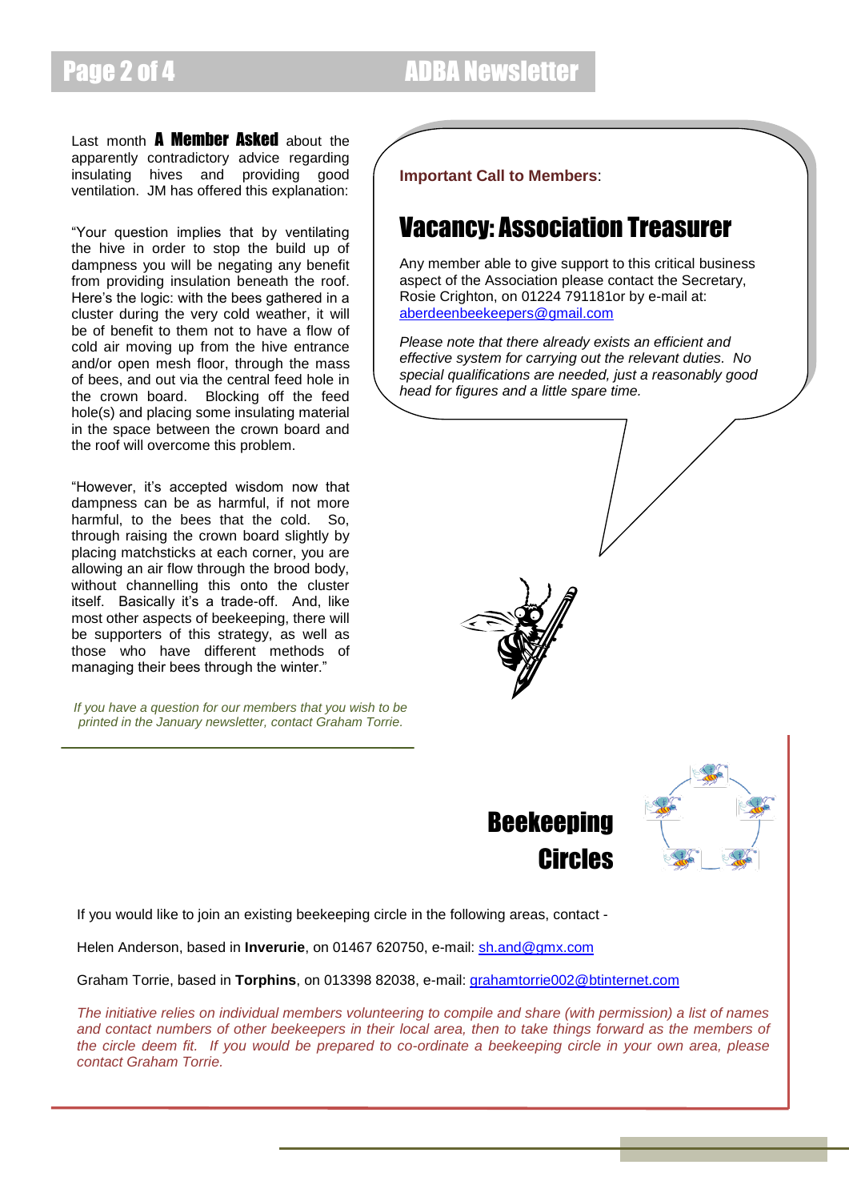Last month **A Member Asked** about the apparently contradictory advice regarding insulating hives and providing good ventilation. JM has offered this explanation:

"Your question implies that by ventilating the hive in order to stop the build up of dampness you will be negating any benefit from providing insulation beneath the roof. Here's the logic: with the bees gathered in a cluster during the very cold weather, it will be of benefit to them not to have a flow of cold air moving up from the hive entrance and/or open mesh floor, through the mass of bees, and out via the central feed hole in the crown board. Blocking off the feed hole(s) and placing some insulating material in the space between the crown board and the roof will overcome this problem.

"However, it's accepted wisdom now that dampness can be as harmful, if not more harmful, to the bees that the cold. So, through raising the crown board slightly by placing matchsticks at each corner, you are allowing an air flow through the brood body, without channelling this onto the cluster itself. Basically it's a trade-off. And, like most other aspects of beekeeping, there will be supporters of this strategy, as well as those who have different methods of managing their bees through the winter."

*If you have a question for our members that you wish to be printed in the January newsletter, contact Graham Torrie.*

**Important Call to Members**:

# Vacancy: Association Treasurer

Any member able to give support to this critical business aspect of the Association please contact the Secretary, Rosie Crighton, on 01224 791181or by e-mail at: aberdeenbeekeepers@gmail.com

*Please note that there already exists an efficient and effective system for carrying out the relevant duties. No special qualifications are needed, just a reasonably good head for figures and a little spare time.*

# Beekeeping Circles

If you would like to join an existing beekeeping circle in the following areas, contact -

Helen Anderson, based in **Inverurie**, on 01467 620750, e-mail: sh.and@gmx.com

Graham Torrie, based in **Torphins**, on 013398 82038, e-mail: grahamtorrie002@btinternet.com

*The initiative relies on individual members volunteering to compile and share (with permission) a list of names and contact numbers of other beekeepers in their local area, then to take things forward as the members of the circle deem fit. If you would be prepared to co-ordinate a beekeeping circle in your own area, please contact Graham Torrie.*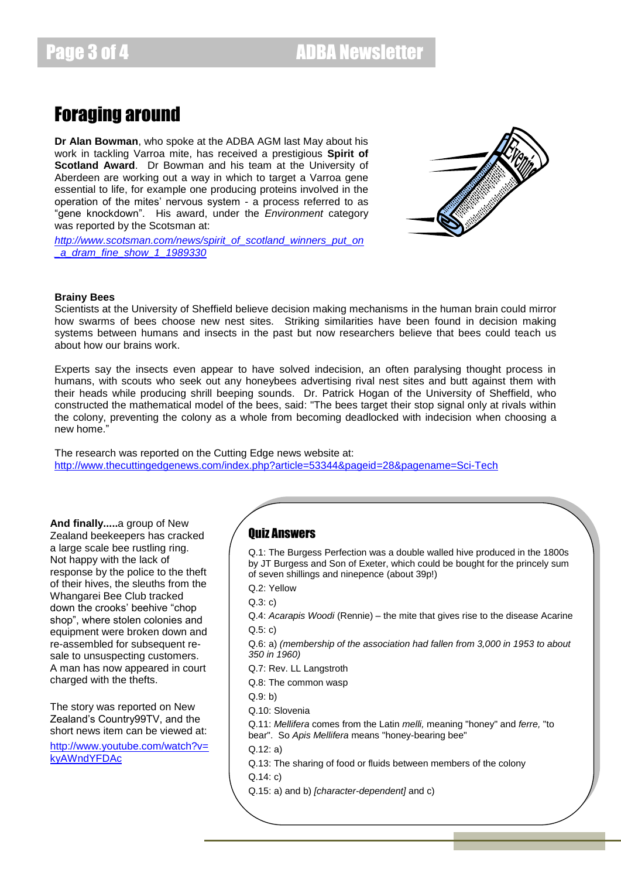# Foraging around

**Dr Alan Bowman**, who spoke at the ADBA AGM last May about his work in tackling Varroa mite, has received a prestigious **Spirit of Scotland Award**. Dr Bowman and his team at the University of Aberdeen are working out a way in which to target a Varroa gene essential to life, for example one producing proteins involved in the operation of the mites' nervous system - a process referred to as "gene knockdown". His award, under the *Environment* category was reported by the Scotsman at:

*http://www.scotsman.com/news/spirit_of_scotland_winners_put_on_a_dram_fine_show_1_1989330*

**Brainy Bees**

Scientists at the University of Sheffield believe decision making mechanisms in the human brain could mirror how swarms of bees choose new nest sites. Striking similarities have been found in decision making systems between humans and insects in the past but now researchers believe that bees could teach us about how our brains work.

Experts say the insects even appear to have solved indecision, an often paralysing thought process in humans, with scouts who seek out any honeybees advertising rival nest sites and butt against them with their heads while producing shrill beeping sounds. Dr. Patrick Hogan of the University of Sheffield, who constructed the mathematical model of the bees, said: "The bees target their stop signal only at rivals within the colony, preventing the colony as a whole from becoming deadlocked with indecision when choosing a new home."

The research was reported on the Cutting Edge news website at:
http://www.thecuttingedgenews.com/index.php?article=53344&pageid=28&pagename=Sci-Tech

**And finally.....** a group of New Zealand beekeepers has cracked a large scale bee rustling ring. Not happy with the lack of response by the police to the theft of their hives, the sleuths from the Whangarei Bee Club tracked down the crooks' beehive "chop shop", where stolen colonies and equipment were broken down and re-assembled for subsequent re-sale to unsuspecting customers. A man has now appeared in court charged with the thefts.

The story was reported on New Zealand's Country99TV, and the short news item can be viewed at:
http://www.youtube.com/watch?v=kyAWndYFDAc

## Quiz Answers

Q.1: The Burgess Perfection was a double walled hive produced in the 1800s by JT Burgess and Son of Exeter, which could be bought for the princely sum of seven shillings and ninepence (about 39p!)

Q.2: Yellow

Q.3: c)

Q.4: *Acarapis Woodi* (Rennie) – the mite that gives rise to the disease Acarine

Q.5: c)

Q.6: a) *(membership of the association had fallen from 3,000 in 1953 to about 350 in 1960)*

Q.7: Rev. LL Langstroth

Q.8: The common wasp

Q.9: b)

Q.10: Slovenia

Q.11: *Mellifera* comes from the Latin *melli,* meaning "honey" and *ferre,* "to bear". So *Apis Mellifera* means "honey-bearing bee"

Q.12: a)

Q.13: The sharing of food or fluids between members of the colony

Q.14: c)

Q.15: a) and b) *[character-dependent]* and c)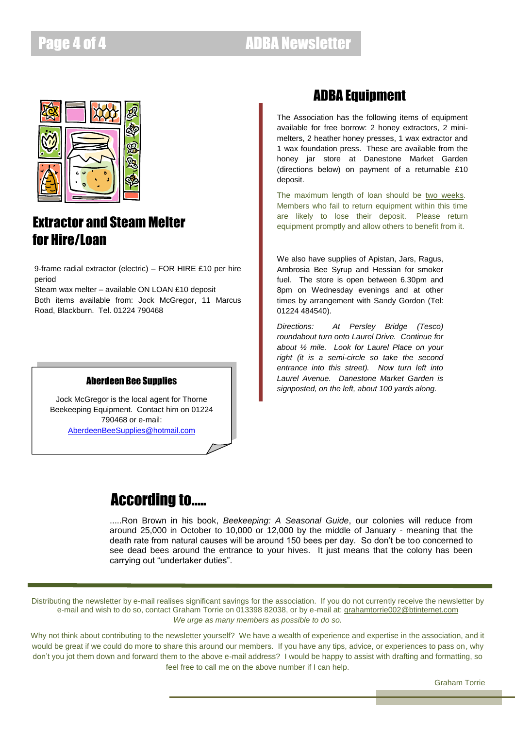## Extractor and Steam Melter for Hire/Loan

9-frame radial extractor (electric) – FOR HIRE £10 per hire period
Steam wax melter – available ON LOAN £10 deposit
Both items available from: Jock McGregor, 11 Marcus Road, Blackburn. Tel. 01224 790468

### Aberdeen Bee Supplies

Jock McGregor is the local agent for Thorne Beekeeping Equipment. Contact him on 01224 790468 or e-mail: AberdeenBeeSupplies@hotmail.com

## ADBA Equipment

The Association has the following items of equipment available for free borrow: 2 honey extractors, 2 mini-melters, 2 heather honey presses, 1 wax extractor and 1 wax foundation press. These are available from the honey jar store at Danestone Market Garden (directions below) on payment of a returnable £10 deposit.

The maximum length of loan should be two weeks. Members who fail to return equipment within this time are likely to lose their deposit. Please return equipment promptly and allow others to benefit from it.

We also have supplies of Apistan, Jars, Ragus, Ambrosia Bee Syrup and Hessian for smoker fuel. The store is open between 6.30pm and 8pm on Wednesday evenings and at other times by arrangement with Sandy Gordon (Tel: 01224 484540).

*Directions: At Persley Bridge (Tesco) roundabout turn onto Laurel Drive. Continue for about ½ mile. Look for Laurel Place on your right (it is a semi-circle so take the second entrance into this street). Now turn left into Laurel Avenue. Danestone Market Garden is signposted, on the left, about 100 yards along.*

## According to.....

.....Ron Brown in his book, *Beekeeping: A Seasonal Guide*, our colonies will reduce from around 25,000 in October to 10,000 or 12,000 by the middle of January - meaning that the death rate from natural causes will be around 150 bees per day. So don't be too concerned to see dead bees around the entrance to your hives. It just means that the colony has been carrying out "undertaker duties".

---

Distributing the newsletter by e-mail realises significant savings for the association. If you do not currently receive the newsletter by e-mail and wish to do so, contact Graham Torrie on 013398 82038, or by e-mail at: grahamtorrie002@btinternet.com
*We urge as many members as possible to do so.*

Why not think about contributing to the newsletter yourself? We have a wealth of experience and expertise in the association, and it would be great if we could do more to share this around our members. If you have any tips, advice, or experiences to pass on, why don't you jot them down and forward them to the above e-mail address? I would be happy to assist with drafting and formatting, so feel free to call me on the above number if I can help.

Graham Torrie